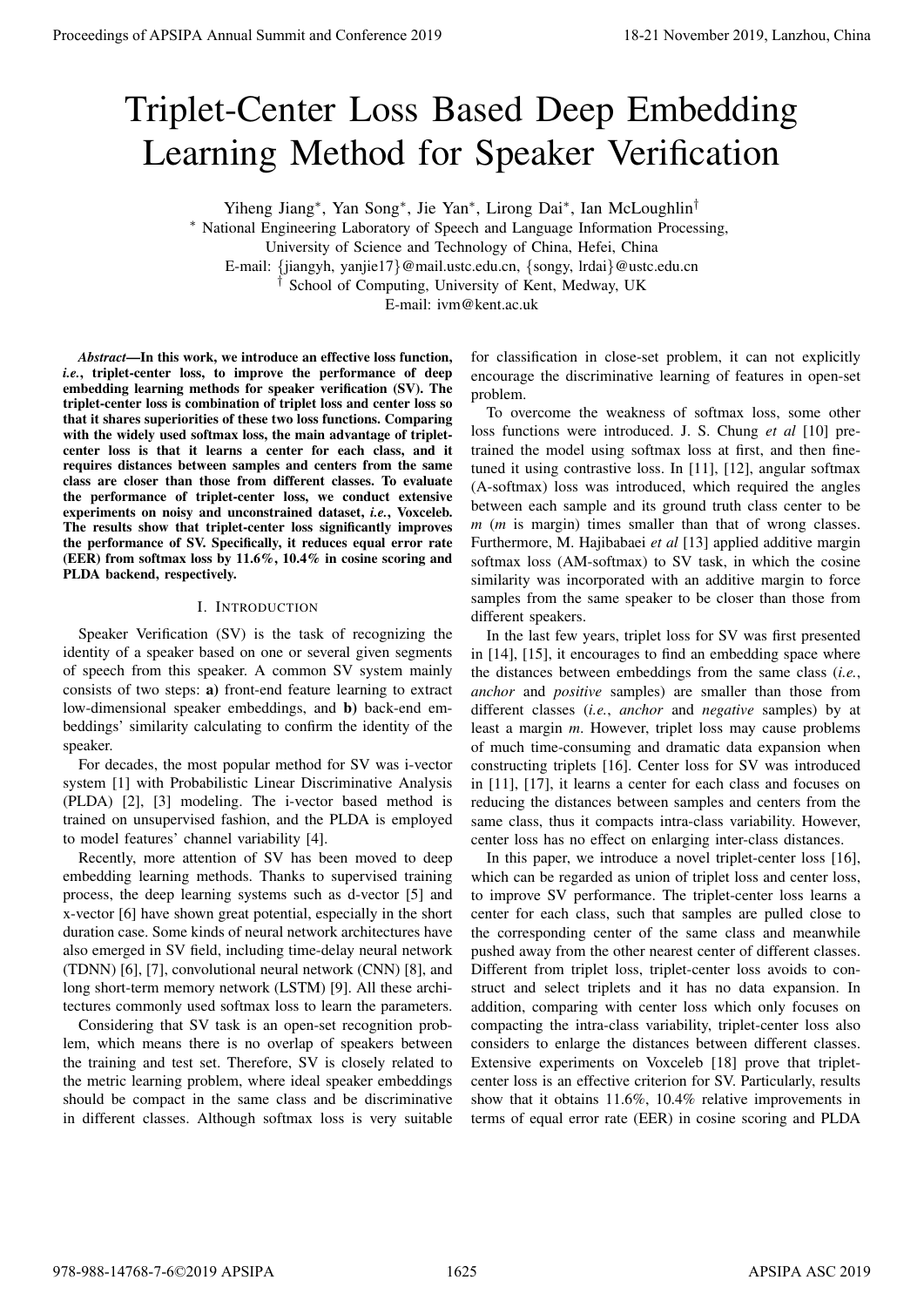# Triplet-Center Loss Based Deep Embedding Learning Method for Speaker Verification

Yiheng Jiang*, Yan Song*, Jie Yan*, Lirong Dai*, Ian McLoughlin†

* National Engineering Laboratory of Speech and Language Information Processing, University of Science and Technology of China, Hefei, China

E-mail: {jiangyh, yanjie17}@mail.ustc.edu.cn, {songy, lrdai}@ustc.edu.cn

† School of Computing, University of Kent, Medway, UK

E-mail: ivm@kent.ac.uk

***Abstract*—In this work, we introduce an effective loss function, *i.e.*, triplet-center loss, to improve the performance of deep embedding learning methods for speaker verification (SV). The triplet-center loss is combination of triplet loss and center loss so that it shares superiorities of these two loss functions. Comparing with the widely used softmax loss, the main advantage of triplet-center loss is that it learns a center for each class, and it requires distances between samples and centers from the same class are closer than those from different classes. To evaluate the performance of triplet-center loss, we conduct extensive experiments on noisy and unconstrained dataset, *i.e.*, Voxceleb. The results show that triplet-center loss significantly improves the performance of SV. Specifically, it reduces equal error rate (EER) from softmax loss by 11.6%, 10.4% in cosine scoring and PLDA backend, respectively.**

## I. Introduction

Speaker Verification (SV) is the task of recognizing the identity of a speaker based on one or several given segments of speech from this speaker. A common SV system mainly consists of two steps: **a)** front-end feature learning to extract low-dimensional speaker embeddings, and **b)** back-end embeddings' similarity calculating to confirm the identity of the speaker.

For decades, the most popular method for SV was i-vector system [1] with Probabilistic Linear Discriminative Analysis (PLDA) [2], [3] modeling. The i-vector based method is trained on unsupervised fashion, and the PLDA is employed to model features' channel variability [4].

Recently, more attention of SV has been moved to deep embedding learning methods. Thanks to supervised training process, the deep learning systems such as d-vector [5] and x-vector [6] have shown great potential, especially in the short duration case. Some kinds of neural network architectures have also emerged in SV field, including time-delay neural network (TDNN) [6], [7], convolutional neural network (CNN) [8], and long short-term memory network (LSTM) [9]. All these architectures commonly used softmax loss to learn the parameters.

Considering that SV task is an open-set recognition problem, which means there is no overlap of speakers between the training and test set. Therefore, SV is closely related to the metric learning problem, where ideal speaker embeddings should be compact in the same class and be discriminative in different classes. Although softmax loss is very suitable for classification in close-set problem, it can not explicitly encourage the discriminative learning of features in open-set problem.

To overcome the weakness of softmax loss, some other loss functions were introduced. J. S. Chung *et al* [10] pre-trained the model using softmax loss at first, and then fine-tuned it using contrastive loss. In [11], [12], angular softmax (A-softmax) loss was introduced, which required the angles between each sample and its ground truth class center to be $m$ ($m$ is margin) times smaller than that of wrong classes. Furthermore, M. Hajibabaei *et al* [13] applied additive margin softmax loss (AM-softmax) to SV task, in which the cosine similarity was incorporated with an additive margin to force samples from the same speaker to be closer than those from different speakers.

In the last few years, triplet loss for SV was first presented in [14], [15], it encourages to find an embedding space where the distances between embeddings from the same class (*i.e.*, *anchor* and *positive* samples) are smaller than those from different classes (*i.e.*, *anchor* and *negative* samples) by at least a margin $m$. However, triplet loss may cause problems of much time-consuming and dramatic data expansion when constructing triplets [16]. Center loss for SV was introduced in [11], [17], it learns a center for each class and focuses on reducing the distances between samples and centers from the same class, thus it compacts intra-class variability. However, center loss has no effect on enlarging inter-class distances.

In this paper, we introduce a novel triplet-center loss [16], which can be regarded as union of triplet loss and center loss, to improve SV performance. The triplet-center loss learns a center for each class, such that samples are pulled close to the corresponding center of the same class and meanwhile pushed away from the other nearest center of different classes. Different from triplet loss, triplet-center loss avoids to construct and select triplets and it has no data expansion. In addition, comparing with center loss which only focuses on compacting the intra-class variability, triplet-center loss also considers to enlarge the distances between different classes. Extensive experiments on Voxceleb [18] prove that triplet-center loss is an effective criterion for SV. Particularly, results show that it obtains 11.6%, 10.4% relative improvements in terms of equal error rate (EER) in cosine scoring and PLDA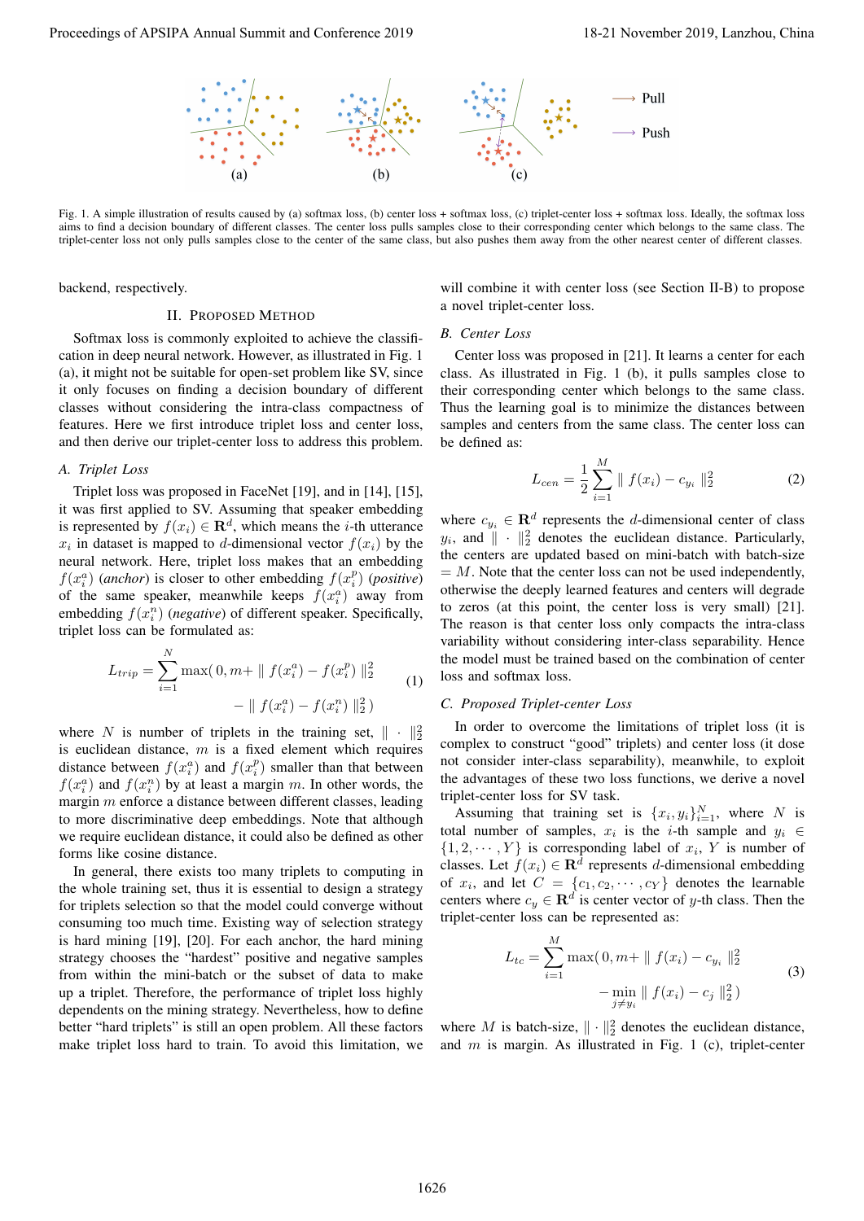Fig. 1. A simple illustration of results caused by (a) softmax loss, (b) center loss + softmax loss, (c) triplet-center loss + softmax loss. Ideally, the softmax loss aims to find a decision boundary of different classes. The center loss pulls samples close to their corresponding center which belongs to the same class. The triplet-center loss not only pulls samples close to the center of the same class, but also pushes them away from the other nearest center of different classes.

backend, respectively.

## II. Proposed Method

Softmax loss is commonly exploited to achieve the classification in deep neural network. However, as illustrated in Fig. 1 (a), it might not be suitable for open-set problem like SV, since it only focuses on finding a decision boundary of different classes without considering the intra-class compactness of features. Here we first introduce triplet loss and center loss, and then derive our triplet-center loss to address this problem.

### A. Triplet Loss

Triplet loss was proposed in FaceNet [19], and in [14], [15], it was first applied to SV. Assuming that speaker embedding is represented by $f(x_i) \in \mathbf{R}^d$, which means the $i$-th utterance $x_i$ in dataset is mapped to $d$-dimensional vector $f(x_i)$ by the neural network. Here, triplet loss makes that an embedding $f(x_i^a)$ (*anchor*) is closer to other embedding $f(x_i^p)$ (*positive*) of the same speaker, meanwhile keeps $f(x_i^a)$ away from embedding $f(x_i^n)$ (*negative*) of different speaker. Specifically, triplet loss can be formulated as:

$$L_{trip} = \sum_{i=1}^{N} \max(\, 0, m + \parallel f(x_i^a) - f(x_i^p) \parallel_2^2 - \parallel f(x_i^a) - f(x_i^n) \parallel_2^2 \,) \tag{1}$$

where $N$ is number of triplets in the training set, $\parallel \cdot \parallel_2^2$ is euclidean distance, $m$ is a fixed element which requires distance between $f(x_i^a)$ and $f(x_i^p)$ smaller than that between $f(x_i^a)$ and $f(x_i^n)$ by at least a margin $m$. In other words, the margin $m$ enforce a distance between different classes, leading to more discriminative deep embeddings. Note that although we require euclidean distance, it could also be defined as other forms like cosine distance.

In general, there exists too many triplets to computing in the whole training set, thus it is essential to design a strategy for triplets selection so that the model could converge without consuming too much time. Existing way of selection strategy is hard mining [19], [20]. For each anchor, the hard mining strategy chooses the "hardest" positive and negative samples from within the mini-batch or the subset of data to make up a triplet. Therefore, the performance of triplet loss highly dependents on the mining strategy. Nevertheless, how to define better "hard triplets" is still an open problem. All these factors make triplet loss hard to train. To avoid this limitation, we will combine it with center loss (see Section II-B) to propose a novel triplet-center loss.

### B. Center Loss

Center loss was proposed in [21]. It learns a center for each class. As illustrated in Fig. 1 (b), it pulls samples close to their corresponding center which belongs to the same class. Thus the learning goal is to minimize the distances between samples and centers from the same class. The center loss can be defined as:

$$L_{cen} = \frac{1}{2} \sum_{i=1}^{M} \parallel f(x_i) - c_{y_i} \parallel_2^2 \tag{2}$$

where $c_{y_i} \in \mathbf{R}^d$ represents the $d$-dimensional center of class $y_i$, and $\parallel \cdot \parallel_2^2$ denotes the euclidean distance. Particularly, the centers are updated based on mini-batch with batch-size $= M$. Note that the center loss can not be used independently, otherwise the deeply learned features and centers will degrade to zeros (at this point, the center loss is very small) [21]. The reason is that center loss only compacts the intra-class variability without considering inter-class separability. Hence the model must be trained based on the combination of center loss and softmax loss.

### C. Proposed Triplet-center Loss

In order to overcome the limitations of triplet loss (it is complex to construct "good" triplets) and center loss (it dose not consider inter-class separability), meanwhile, to exploit the advantages of these two loss functions, we derive a novel triplet-center loss for SV task.

Assuming that training set is $\{x_i, y_i\}_{i=1}^N$, where $N$ is total number of samples, $x_i$ is the $i$-th sample and $y_i \in \{1, 2, \cdots, Y\}$ is corresponding label of $x_i$, $Y$ is number of classes. Let $f(x_i) \in \mathbf{R}^d$ represents $d$-dimensional embedding of $x_i$, and let $C = \{c_1, c_2, \cdots, c_Y\}$ denotes the learnable centers where $c_y \in \mathbf{R}^d$ is center vector of $y$-th class. Then the triplet-center loss can be represented as:

$$L_{tc} = \sum_{i=1}^{M} \max(\, 0, m + \parallel f(x_i) - c_{y_i} \parallel_2^2 - \min_{j \neq y_i} \parallel f(x_i) - c_j \parallel_2^2 \,) \tag{3}$$

where $M$ is batch-size, $\parallel \cdot \parallel_2^2$ denotes the euclidean distance, and $m$ is margin. As illustrated in Fig. 1 (c), triplet-center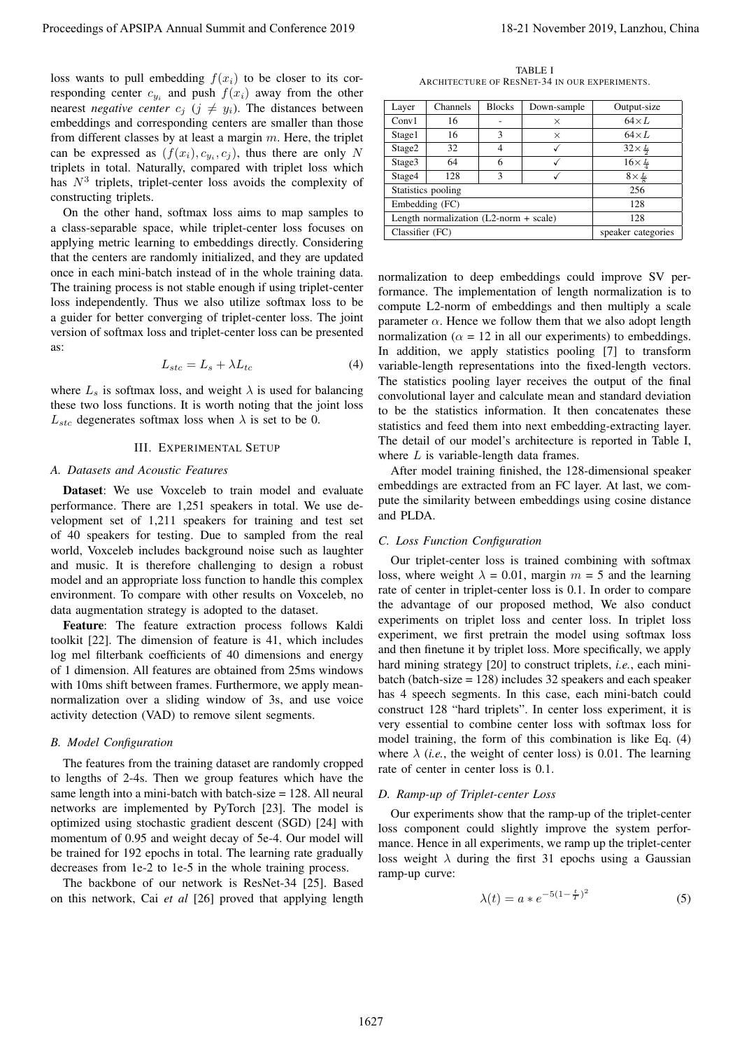loss wants to pull embedding $f(x_i)$ to be closer to its corresponding center $c_{y_i}$ and push $f(x_i)$ away from the other nearest *negative center* $c_j$ $(j \neq y_i)$. The distances between embeddings and corresponding centers are smaller than those from different classes by at least a margin $m$. Here, the triplet can be expressed as $(f(x_i), c_{y_i}, c_j)$, thus there are only $N$ triplets in total. Naturally, compared with triplet loss which has $N^3$ triplets, triplet-center loss avoids the complexity of constructing triplets.

On the other hand, softmax loss aims to map samples to a class-separable space, while triplet-center loss focuses on applying metric learning to embeddings directly. Considering that the centers are randomly initialized, and they are updated once in each mini-batch instead of in the whole training data. The training process is not stable enough if using triplet-center loss independently. Thus we also utilize softmax loss to be a guider for better converging of triplet-center loss. The joint version of softmax loss and triplet-center loss can be presented as:

$$L_{stc} = L_s + \lambda L_{tc} \tag{4}$$

where $L_s$ is softmax loss, and weight $\lambda$ is used for balancing these two loss functions. It is worth noting that the joint loss $L_{stc}$ degenerates softmax loss when $\lambda$ is set to be 0.

## III. Experimental Setup

### A. Datasets and Acoustic Features

**Dataset**: We use Voxceleb to train model and evaluate performance. There are 1,251 speakers in total. We use development set of 1,211 speakers for training and test set of 40 speakers for testing. Due to sampled from the real world, Voxceleb includes background noise such as laughter and music. It is therefore challenging to design a robust model and an appropriate loss function to handle this complex environment. To compare with other results on Voxceleb, no data augmentation strategy is adopted to the dataset.

**Feature**: The feature extraction process follows Kaldi toolkit [22]. The dimension of feature is 41, which includes log mel filterbank coefficients of 40 dimensions and energy of 1 dimension. All features are obtained from 25ms windows with 10ms shift between frames. Furthermore, we apply mean-normalization over a sliding window of 3s, and use voice activity detection (VAD) to remove silent segments.

### B. Model Configuration

The features from the training dataset are randomly cropped to lengths of 2-4s. Then we group features which have the same length into a mini-batch with batch-size = 128. All neural networks are implemented by PyTorch [23]. The model is optimized using stochastic gradient descent (SGD) [24] with momentum of 0.95 and weight decay of 5e-4. Our model will be trained for 192 epochs in total. The learning rate gradually decreases from 1e-2 to 1e-5 in the whole training process.

The backbone of our network is ResNet-34 [25]. Based on this network, Cai *et al* [26] proved that applying length normalization to deep embeddings could improve SV performance. The implementation of length normalization is to compute L2-norm of embeddings and then multiply a scale parameter $\alpha$. Hence we follow them that we also adopt length normalization ($\alpha$ = 12 in all our experiments) to embeddings. In addition, we apply statistics pooling [7] to transform variable-length representations into the fixed-length vectors. The statistics pooling layer receives the output of the final convolutional layer and calculate mean and standard deviation to be the statistics information. It then concatenates these statistics and feed them into next embedding-extracting layer. The detail of our model's architecture is reported in Table I, where $L$ is variable-length data frames.

TABLE I
Architecture of ResNet-34 in our experiments.

| Layer | Channels | Blocks | Down-sample | Output-size |
|---|---|---|---|---|
| Conv1 | 16 | - | × | $64 \times L$ |
| Stage1 | 16 | 3 | × | $64 \times L$ |
| Stage2 | 32 | 4 | ✓ | $32 \times \frac{L}{2}$ |
| Stage3 | 64 | 6 | ✓ | $16 \times \frac{L}{4}$ |
| Stage4 | 128 | 3 | ✓ | $8 \times \frac{L}{8}$ |
| Statistics pooling | | | | 256 |
| Embedding (FC) | | | | 128 |
| Length normalization (L2-norm + scale) | | | | 128 |
| Classifier (FC) | | | | speaker categories |

After model training finished, the 128-dimensional speaker embeddings are extracted from an FC layer. At last, we compute the similarity between embeddings using cosine distance and PLDA.

### C. Loss Function Configuration

Our triplet-center loss is trained combining with softmax loss, where weight $\lambda$ = 0.01, margin $m$ = 5 and the learning rate of center in triplet-center loss is 0.1. In order to compare the advantage of our proposed method, We also conduct experiments on triplet loss and center loss. In triplet loss experiment, we first pretrain the model using softmax loss and then finetune it by triplet loss. More specifically, we apply hard mining strategy [20] to construct triplets, *i.e.*, each mini-batch (batch-size = 128) includes 32 speakers and each speaker has 4 speech segments. In this case, each mini-batch could construct 128 "hard triplets". In center loss experiment, it is very essential to combine center loss with softmax loss for model training, the form of this combination is like Eq. (4) where $\lambda$ (*i.e.*, the weight of center loss) is 0.01. The learning rate of center in center loss is 0.1.

### D. Ramp-up of Triplet-center Loss

Our experiments show that the ramp-up of the triplet-center loss component could slightly improve the system performance. Hence in all experiments, we ramp up the triplet-center loss weight $\lambda$ during the first 31 epochs using a Gaussian ramp-up curve:

$$\lambda(t) = a * e^{-5(1-\frac{t}{T})^2} \tag{5}$$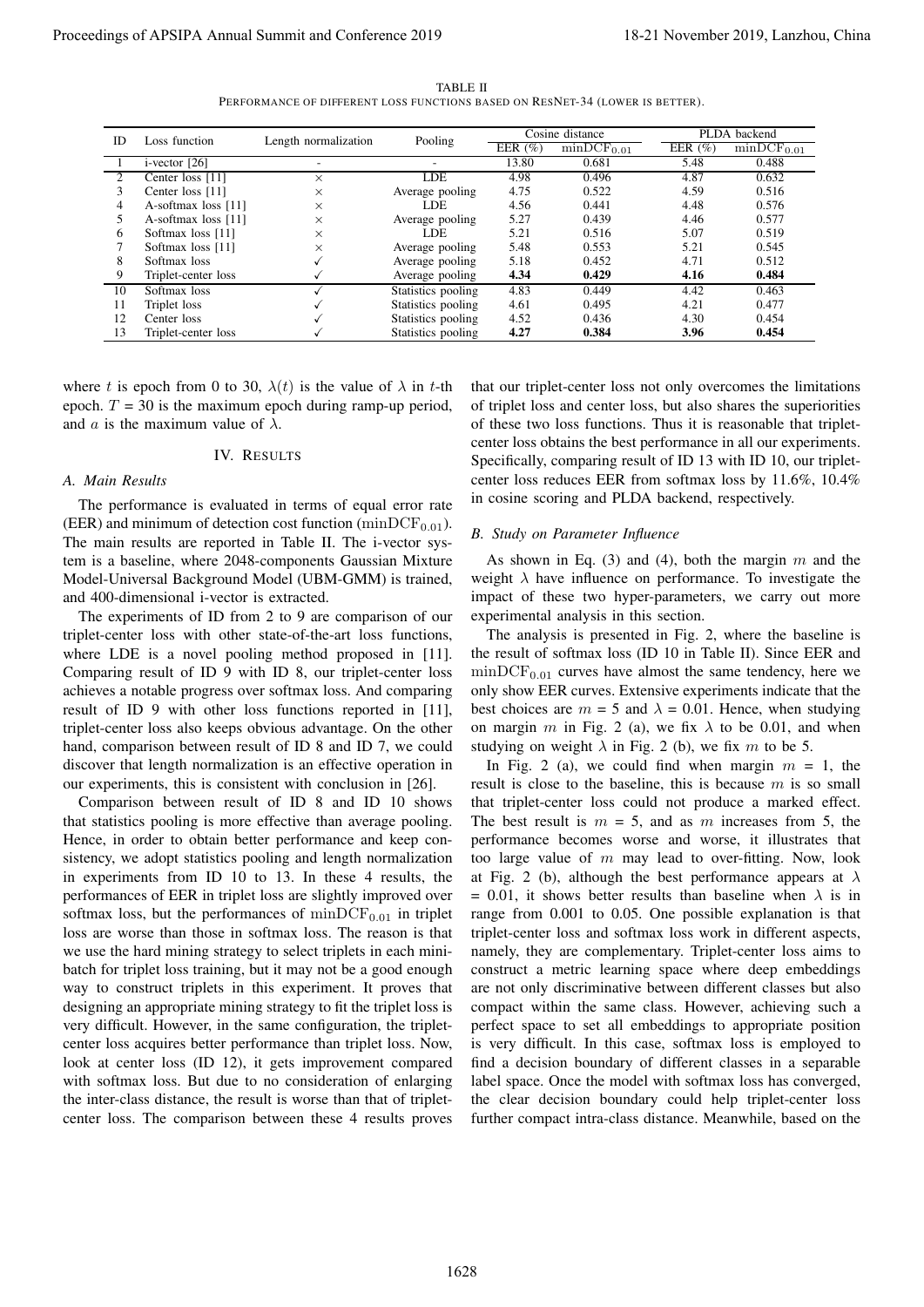TABLE II
PERFORMANCE OF DIFFERENT LOSS FUNCTIONS BASED ON RESNET-34 (LOWER IS BETTER).

| ID | Loss function | Length normalization | Pooling | Cosine distance | | PLDA backend | |
|---|---|---|---|---|---|---|---|
| | | | | EER (%) | $\mathrm{minDCF}_{0.01}$ | EER (%) | $\mathrm{minDCF}_{0.01}$ |
| 1 | i-vector [26] | - | - | 13.80 | 0.681 | 5.48 | 0.488 |
| 2 | Center loss [11] | × | LDE | 4.98 | 0.496 | 4.87 | 0.632 |
| 3 | Center loss [11] | × | Average pooling | 4.75 | 0.522 | 4.59 | 0.516 |
| 4 | A-softmax loss [11] | × | LDE | 4.56 | 0.441 | 4.48 | 0.576 |
| 5 | A-softmax loss [11] | × | Average pooling | 5.27 | 0.439 | 4.46 | 0.577 |
| 6 | Softmax loss [11] | × | LDE | 5.21 | 0.516 | 5.07 | 0.519 |
| 7 | Softmax loss [11] | × | Average pooling | 5.48 | 0.553 | 5.21 | 0.545 |
| 8 | Softmax loss | ✓ | Average pooling | 5.18 | 0.452 | 4.71 | 0.512 |
| 9 | Triplet-center loss | ✓ | Average pooling | **4.34** | **0.429** | **4.16** | **0.484** |
| 10 | Softmax loss | ✓ | Statistics pooling | 4.83 | 0.449 | 4.42 | 0.463 |
| 11 | Triplet loss | ✓ | Statistics pooling | 4.61 | 0.495 | 4.21 | 0.477 |
| 12 | Center loss | ✓ | Statistics pooling | 4.52 | 0.436 | 4.30 | 0.454 |
| 13 | Triplet-center loss | ✓ | Statistics pooling | **4.27** | **0.384** | **3.96** | **0.454** |

where $t$ is epoch from 0 to 30, $\lambda(t)$ is the value of $\lambda$ in $t$-th epoch. $T$ = 30 is the maximum epoch during ramp-up period, and $a$ is the maximum value of $\lambda$.

## IV. RESULTS

### A. Main Results

The performance is evaluated in terms of equal error rate (EER) and minimum of detection cost function ($\mathrm{minDCF}_{0.01}$). The main results are reported in Table II. The i-vector system is a baseline, where 2048-components Gaussian Mixture Model-Universal Background Model (UBM-GMM) is trained, and 400-dimensional i-vector is extracted.

The experiments of ID from 2 to 9 are comparison of our triplet-center loss with other state-of-the-art loss functions, where LDE is a novel pooling method proposed in [11]. Comparing result of ID 9 with ID 8, our triplet-center loss achieves a notable progress over softmax loss. And comparing result of ID 9 with other loss functions reported in [11], triplet-center loss also keeps obvious advantage. On the other hand, comparison between result of ID 8 and ID 7, we could discover that length normalization is an effective operation in our experiments, this is consistent with conclusion in [26].

Comparison between result of ID 8 and ID 10 shows that statistics pooling is more effective than average pooling. Hence, in order to obtain better performance and keep consistency, we adopt statistics pooling and length normalization in experiments from ID 10 to 13. In these 4 results, the performances of EER in triplet loss are slightly improved over softmax loss, but the performances of $\mathrm{minDCF}_{0.01}$ in triplet loss are worse than those in softmax loss. The reason is that we use the hard mining strategy to select triplets in each mini-batch for triplet loss training, but it may not be a good enough way to construct triplets in this experiment. It proves that designing an appropriate mining strategy to fit the triplet loss is very difficult. However, in the same configuration, the triplet-center loss acquires better performance than triplet loss. Now, look at center loss (ID 12), it gets improvement compared with softmax loss. But due to no consideration of enlarging the inter-class distance, the result is worse than that of triplet-center loss. The comparison between these 4 results proves that our triplet-center loss not only overcomes the limitations of triplet loss and center loss, but also shares the superiorities of these two loss functions. Thus it is reasonable that triplet-center loss obtains the best performance in all our experiments. Specifically, comparing result of ID 13 with ID 10, our triplet-center loss reduces EER from softmax loss by 11.6%, 10.4% in cosine scoring and PLDA backend, respectively.

### B. Study on Parameter Influence

As shown in Eq. (3) and (4), both the margin $m$ and the weight $\lambda$ have influence on performance. To investigate the impact of these two hyper-parameters, we carry out more experimental analysis in this section.

The analysis is presented in Fig. 2, where the baseline is the result of softmax loss (ID 10 in Table II). Since EER and $\mathrm{minDCF}_{0.01}$ curves have almost the same tendency, here we only show EER curves. Extensive experiments indicate that the best choices are $m$ = 5 and $\lambda$ = 0.01. Hence, when studying on margin $m$ in Fig. 2 (a), we fix $\lambda$ to be 0.01, and when studying on weight $\lambda$ in Fig. 2 (b), we fix $m$ to be 5.

In Fig. 2 (a), we could find when margin $m$ = 1, the result is close to the baseline, this is because $m$ is so small that triplet-center loss could not produce a marked effect. The best result is $m$ = 5, and as $m$ increases from 5, the performance becomes worse and worse, it illustrates that too large value of $m$ may lead to over-fitting. Now, look at Fig. 2 (b), although the best performance appears at $\lambda$ = 0.01, it shows better results than baseline when $\lambda$ is in range from 0.001 to 0.05. One possible explanation is that triplet-center loss and softmax loss work in different aspects, namely, they are complementary. Triplet-center loss aims to construct a metric learning space where deep embeddings are not only discriminative between different classes but also compact within the same class. However, achieving such a perfect space to set all embeddings to appropriate position is very difficult. In this case, softmax loss is employed to find a decision boundary of different classes in a separable label space. Once the model with softmax loss has converged, the clear decision boundary could help triplet-center loss further compact intra-class distance. Meanwhile, based on the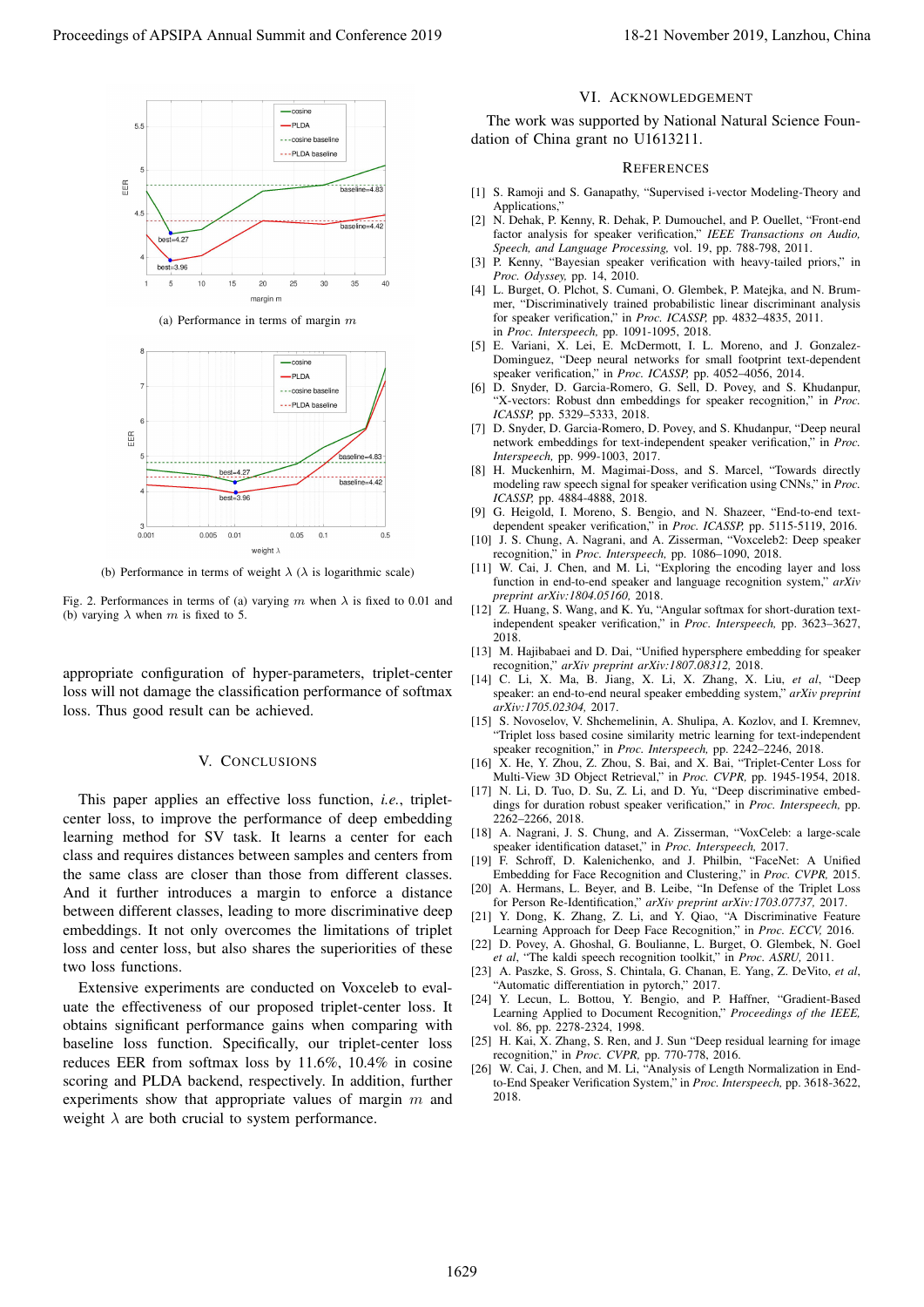5.5

5

4.5

4

EER

cosine
PLDA
cosine baseline
PLDA baseline

baseline=4.83
baseline=4.42
best=4.27
best=3.96

1 5 10 15 20 25 30 35 40

margin m

(a) Performance in terms of margin $m$

8

7

6

5

4

3

EER

cosine
PLDA
cosine baseline
PLDA baseline

baseline=4.83
baseline=4.42
best=4.27
best=3.96

0.001 0.005 0.01 0.05 0.1 0.5

weight $\lambda$

(b) Performance in terms of weight $\lambda$ ($\lambda$ is logarithmic scale)

Fig. 2. Performances in terms of (a) varying $m$ when $\lambda$ is fixed to 0.01 and (b) varying $\lambda$ when $m$ is fixed to 5.

appropriate configuration of hyper-parameters, triplet-center loss will not damage the classification performance of softmax loss. Thus good result can be achieved.

## V. Conclusions

This paper applies an effective loss function, *i.e.*, triplet-center loss, to improve the performance of deep embedding learning method for SV task. It learns a center for each class and requires distances between samples and centers from the same class are closer than those from different classes. And it further introduces a margin to enforce a distance between different classes, leading to more discriminative deep embeddings. It not only overcomes the limitations of triplet loss and center loss, but also shares the superiorities of these two loss functions.

Extensive experiments are conducted on Voxceleb to evaluate the effectiveness of our proposed triplet-center loss. It obtains significant performance gains when comparing with baseline loss function. Specifically, our triplet-center loss reduces EER from softmax loss by 11.6%, 10.4% in cosine scoring and PLDA backend, respectively. In addition, further experiments show that appropriate values of margin $m$ and weight $\lambda$ are both crucial to system performance.

## VI. Acknowledgement

The work was supported by National Natural Science Foundation of China grant no U1613211.

## References

[1] S. Ramoji and S. Ganapathy, "Supervised i-vector Modeling-Theory and Applications,"

[2] N. Dehak, P. Kenny, R. Dehak, P. Dumouchel, and P. Ouellet, "Front-end factor analysis for speaker verification," *IEEE Transactions on Audio, Speech, and Language Processing,* vol. 19, pp. 788-798, 2011.

[3] P. Kenny, "Bayesian speaker verification with heavy-tailed priors," in *Proc. Odyssey,* pp. 14, 2010.

[4] L. Burget, O. Plchot, S. Cumani, O. Glembek, P. Matejka, and N. Brummer, "Discriminatively trained probabilistic linear discriminant analysis for speaker verification," in *Proc. ICASSP,* pp. 4832–4835, 2011. in *Proc. Interspeech,* pp. 1091-1095, 2018.

[5] E. Variani, X. Lei, E. McDermott, I. L. Moreno, and J. Gonzalez-Dominguez, "Deep neural networks for small footprint text-dependent speaker verification," in *Proc. ICASSP,* pp. 4052–4056, 2014.

[6] D. Snyder, D. Garcia-Romero, G. Sell, D. Povey, and S. Khudanpur, "X-vectors: Robust dnn embeddings for speaker recognition," in *Proc. ICASSP,* pp. 5329–5333, 2018.

[7] D. Snyder, D. Garcia-Romero, D. Povey, and S. Khudanpur, "Deep neural network embeddings for text-independent speaker verification," in *Proc. Interspeech,* pp. 999-1003, 2017.

[8] H. Muckenhirn, M. Magimai-Doss, and S. Marcel, "Towards directly modeling raw speech signal for speaker verification using CNNs," in *Proc. ICASSP,* pp. 4884-4888, 2018.

[9] G. Heigold, I. Moreno, S. Bengio, and N. Shazeer, "End-to-end text-dependent speaker verification," in *Proc. ICASSP,* pp. 5115-5119, 2016.

[10] J. S. Chung, A. Nagrani, and A. Zisserman, "Voxceleb2: Deep speaker recognition," in *Proc. Interspeech,* pp. 1086–1090, 2018.

[11] W. Cai, J. Chen, and M. Li, "Exploring the encoding layer and loss function in end-to-end speaker and language recognition system," *arXiv preprint arXiv:1804.05160,* 2018.

[12] Z. Huang, S. Wang, and K. Yu, "Angular softmax for short-duration text-independent speaker verification," in *Proc. Interspeech,* pp. 3623–3627, 2018.

[13] M. Hajibabaei and D. Dai, "Unified hypersphere embedding for speaker recognition," *arXiv preprint arXiv:1807.08312,* 2018.

[14] C. Li, X. Ma, B. Jiang, X. Li, X. Zhang, X. Liu, *et al*, "Deep speaker: an end-to-end neural speaker embedding system," *arXiv preprint arXiv:1705.02304,* 2017.

[15] S. Novoselov, V. Shchemelinin, A. Shulipa, A. Kozlov, and I. Kremnev, "Triplet loss based cosine similarity metric learning for text-independent speaker recognition," in *Proc. Interspeech,* pp. 2242–2246, 2018.

[16] X. He, Y. Zhou, Z. Zhou, S. Bai, and X. Bai, "Triplet-Center Loss for Multi-View 3D Object Retrieval," in *Proc. CVPR,* pp. 1945-1954, 2018.

[17] N. Li, D. Tuo, D. Su, Z. Li, and D. Yu, "Deep discriminative embeddings for duration robust speaker verification," in *Proc. Interspeech,* pp. 2262–2266, 2018.

[18] A. Nagrani, J. S. Chung, and A. Zisserman, "VoxCeleb: a large-scale speaker identification dataset," in *Proc. Interspeech,* 2017.

[19] F. Schroff, D. Kalenichenko, and J. Philbin, "FaceNet: A Unified Embedding for Face Recognition and Clustering," in *Proc. CVPR,* 2015.

[20] A. Hermans, L. Beyer, and B. Leibe, "In Defense of the Triplet Loss for Person Re-Identification," *arXiv preprint arXiv:1703.07737,* 2017.

[21] Y. Dong, K. Zhang, Z. Li, and Y. Qiao, "A Discriminative Feature Learning Approach for Deep Face Recognition," in *Proc. ECCV,* 2016.

[22] D. Povey, A. Ghoshal, G. Boulianne, L. Burget, O. Glembek, N. Goel *et al*, "The kaldi speech recognition toolkit," in *Proc. ASRU,* 2011.

[23] A. Paszke, S. Gross, S. Chintala, G. Chanan, E. Yang, Z. DeVito, *et al*, "Automatic differentiation in pytorch," 2017.

[24] Y. Lecun, L. Bottou, Y. Bengio, and P. Haffner, "Gradient-Based Learning Applied to Document Recognition," *Proceedings of the IEEE,* vol. 86, pp. 2278-2324, 1998.

[25] H. Kai, X. Zhang, S. Ren, and J. Sun "Deep residual learning for image recognition," in *Proc. CVPR,* pp. 770-778, 2016.

[26] W. Cai, J. Chen, and M. Li, "Analysis of Length Normalization in End-to-End Speaker Verification System," in *Proc. Interspeech,* pp. 3618-3622, 2018.